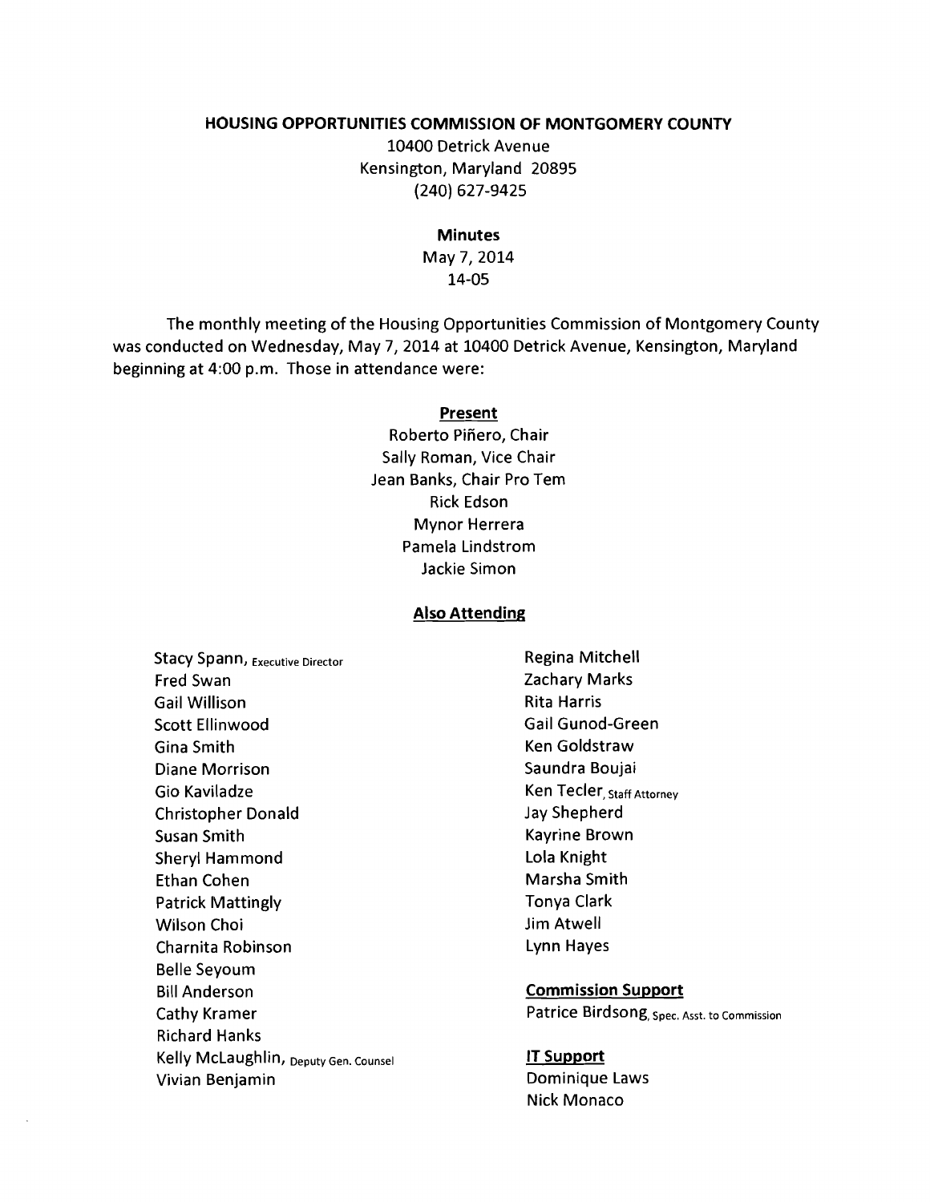# HOUSING OPPORTUNITIES COMMISSION OF MONTGOMERY COUNTY

10400 Detrick Avenue
Kensington, Maryland 20895
(240) 627-9425

## Minutes

May 7, 2014
14-05

The monthly meeting of the Housing Opportunities Commission of Montgomery County was conducted on Wednesday, May 7, 2014 at 10400 Detrick Avenue, Kensington, Maryland beginning at 4:00 p.m. Those in attendance were:

### Present

Roberto Piñero, Chair
Sally Roman, Vice Chair
Jean Banks, Chair Pro Tem
Rick Edson
Mynor Herrera
Pamela Lindstrom
Jackie Simon

### Also Attending

Stacy Spann, Executive Director
Fred Swan
Gail Willison
Scott Ellinwood
Gina Smith
Diane Morrison
Gio Kaviladze
Christopher Donald
Susan Smith
Sheryl Hammond
Ethan Cohen
Patrick Mattingly
Wilson Choi
Charnita Robinson
Belle Seyoum
Bill Anderson
Cathy Kramer
Richard Hanks
Kelly McLaughlin, Deputy Gen. Counsel
Vivian Benjamin
Regina Mitchell
Zachary Marks
Rita Harris
Gail Gunod-Green
Ken Goldstraw
Saundra Boujai
Ken Tecler, Staff Attorney
Jay Shepherd
Kayrine Brown
Lola Knight
Marsha Smith
Tonya Clark
Jim Atwell
Lynn Hayes

### Commission Support

Patrice Birdsong, Spec. Asst. to Commission

### IT Support

Dominique Laws
Nick Monaco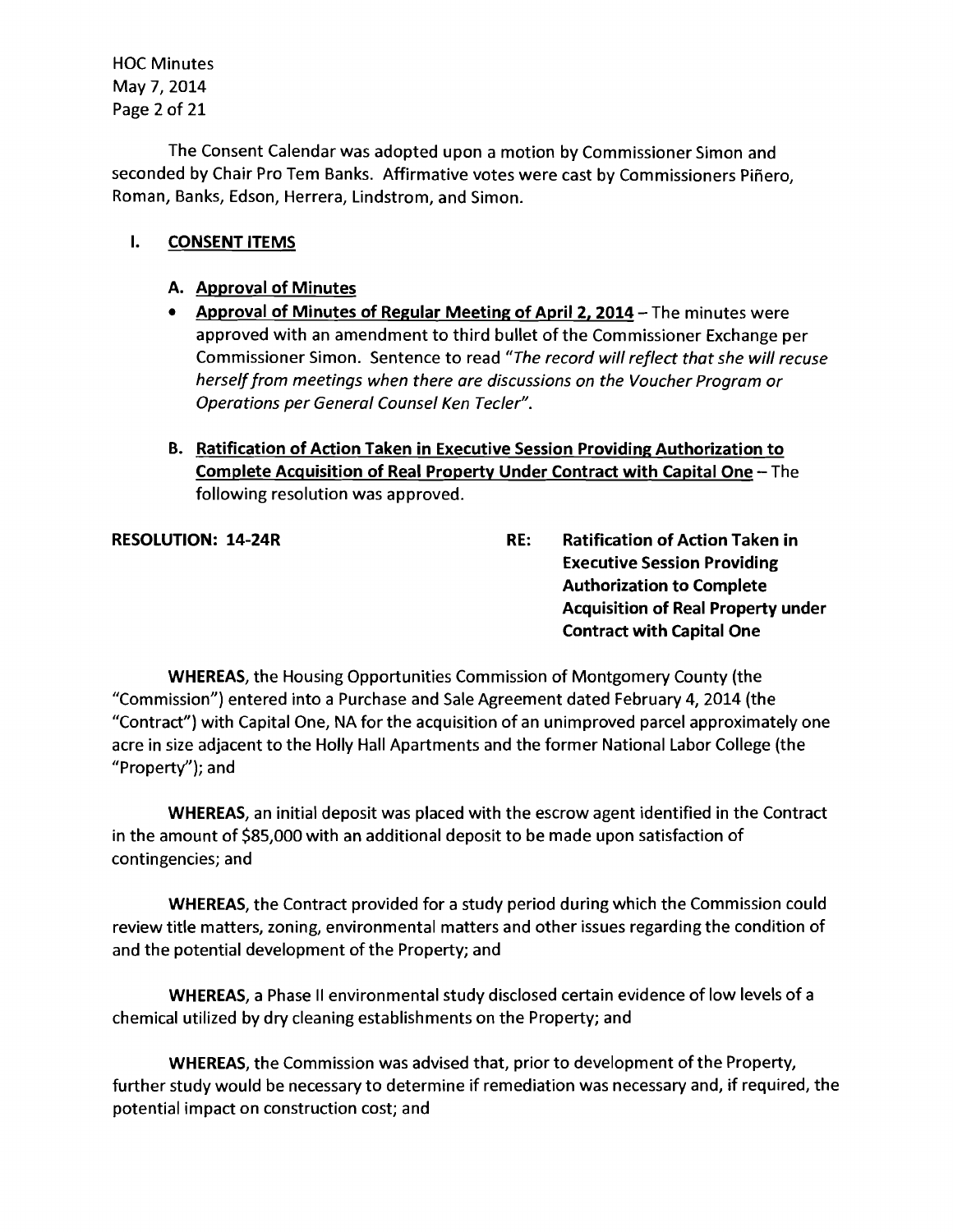The Consent Calendar was adopted upon a motion by Commissioner Simon and seconded by Chair Pro Tem Banks. Affirmative votes were cast by Commissioners Piñero, Roman, Banks, Edson, Herrera, Lindstrom, and Simon.

## I. CONSENT ITEMS

### A. Approval of Minutes

- **Approval of Minutes of Regular Meeting of April 2, 2014** – The minutes were approved with an amendment to third bullet of the Commissioner Exchange per Commissioner Simon. Sentence to read *"The record will reflect that she will recuse herself from meetings when there are discussions on the Voucher Program or Operations per General Counsel Ken Tecler"*.

### B. Ratification of Action Taken in Executive Session Providing Authorization to Complete Acquisition of Real Property Under Contract with Capital One – The following resolution was approved.

**RESOLUTION: 14-24R**

**RE: Ratification of Action Taken in Executive Session Providing Authorization to Complete Acquisition of Real Property under Contract with Capital One**

**WHEREAS**, the Housing Opportunities Commission of Montgomery County (the "Commission") entered into a Purchase and Sale Agreement dated February 4, 2014 (the "Contract") with Capital One, NA for the acquisition of an unimproved parcel approximately one acre in size adjacent to the Holly Hall Apartments and the former National Labor College (the "Property"); and

**WHEREAS**, an initial deposit was placed with the escrow agent identified in the Contract in the amount of $85,000 with an additional deposit to be made upon satisfaction of contingencies; and

**WHEREAS**, the Contract provided for a study period during which the Commission could review title matters, zoning, environmental matters and other issues regarding the condition of and the potential development of the Property; and

**WHEREAS**, a Phase II environmental study disclosed certain evidence of low levels of a chemical utilized by dry cleaning establishments on the Property; and

**WHEREAS**, the Commission was advised that, prior to development of the Property, further study would be necessary to determine if remediation was necessary and, if required, the potential impact on construction cost; and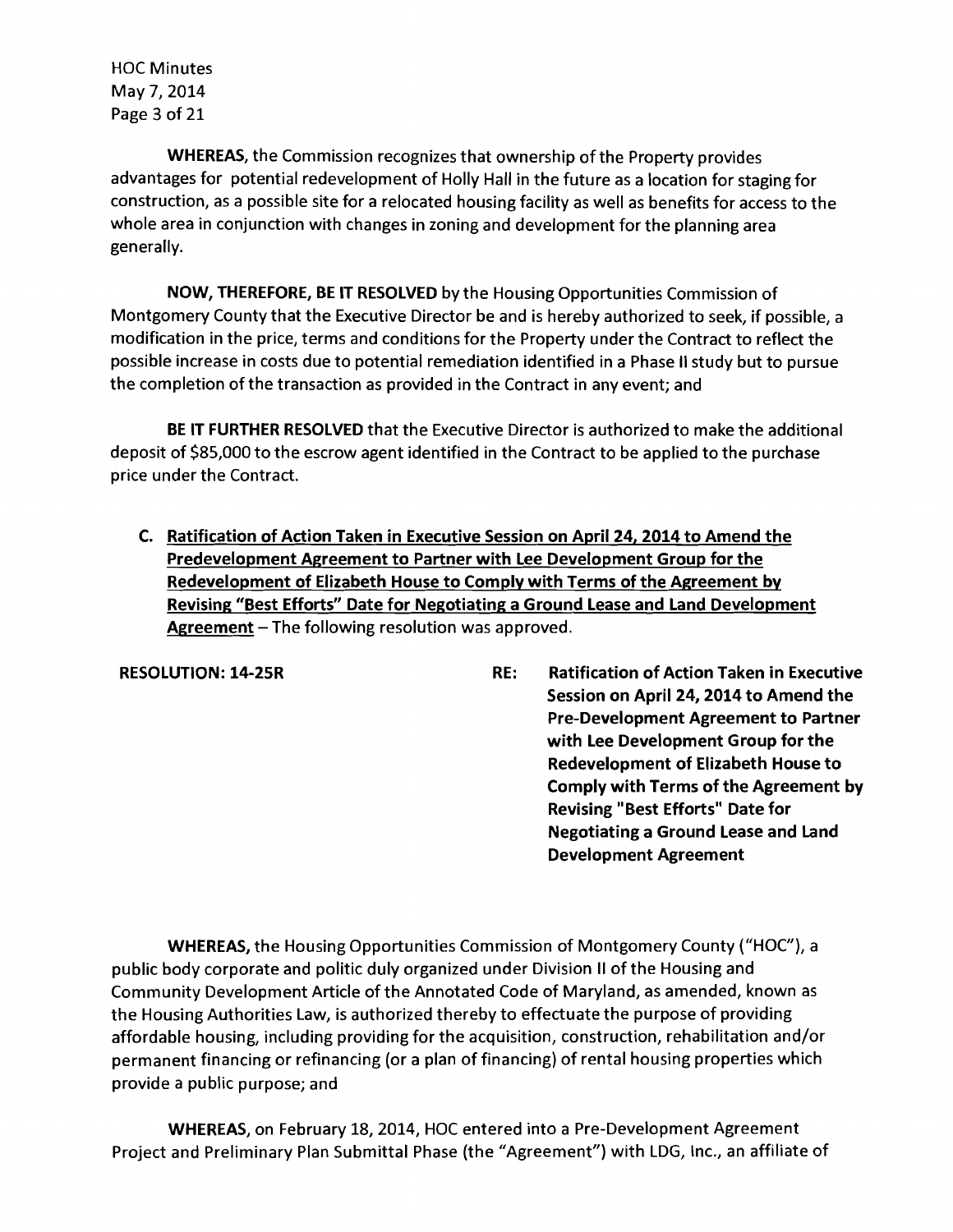**WHEREAS,** the Commission recognizes that ownership of the Property provides advantages for potential redevelopment of Holly Hall in the future as a location for staging for construction, as a possible site for a relocated housing facility as well as benefits for access to the whole area in conjunction with changes in zoning and development for the planning area generally.

**NOW, THEREFORE, BE IT RESOLVED** by the Housing Opportunities Commission of Montgomery County that the Executive Director be and is hereby authorized to seek, if possible, a modification in the price, terms and conditions for the Property under the Contract to reflect the possible increase in costs due to potential remediation identified in a Phase II study but to pursue the completion of the transaction as provided in the Contract in any event; and

**BE IT FURTHER RESOLVED** that the Executive Director is authorized to make the additional deposit of $85,000 to the escrow agent identified in the Contract to be applied to the purchase price under the Contract.

**C. <u>Ratification of Action Taken in Executive Session on April 24, 2014 to Amend the Predevelopment Agreement to Partner with Lee Development Group for the Redevelopment of Elizabeth House to Comply with Terms of the Agreement by Revising "Best Efforts" Date for Negotiating a Ground Lease and Land Development Agreement</u>** – The following resolution was approved.

**RESOLUTION: 14-25R** **RE: Ratification of Action Taken in Executive Session on April 24, 2014 to Amend the Pre-Development Agreement to Partner with Lee Development Group for the Redevelopment of Elizabeth House to Comply with Terms of the Agreement by Revising "Best Efforts" Date for Negotiating a Ground Lease and Land Development Agreement**

**WHEREAS,** the Housing Opportunities Commission of Montgomery County ("HOC"), a public body corporate and politic duly organized under Division II of the Housing and Community Development Article of the Annotated Code of Maryland, as amended, known as the Housing Authorities Law, is authorized thereby to effectuate the purpose of providing affordable housing, including providing for the acquisition, construction, rehabilitation and/or permanent financing or refinancing (or a plan of financing) of rental housing properties which provide a public purpose; and

**WHEREAS,** on February 18, 2014, HOC entered into a Pre-Development Agreement Project and Preliminary Plan Submittal Phase (the "Agreement") with LDG, Inc., an affiliate of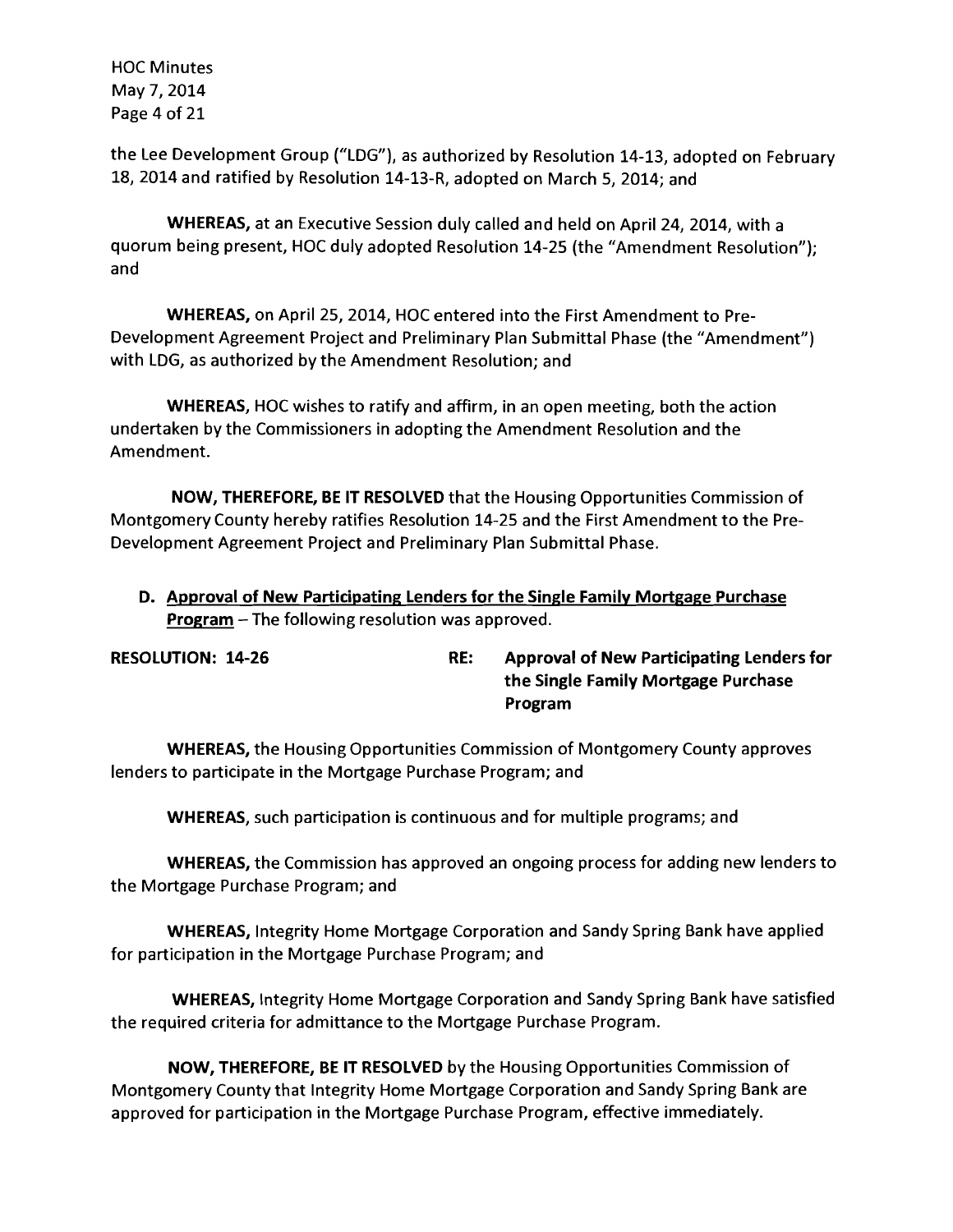the Lee Development Group ("LDG"), as authorized by Resolution 14-13, adopted on February 18, 2014 and ratified by Resolution 14-13-R, adopted on March 5, 2014; and

**WHEREAS,** at an Executive Session duly called and held on April 24, 2014, with a quorum being present, HOC duly adopted Resolution 14-25 (the "Amendment Resolution"); and

**WHEREAS,** on April 25, 2014, HOC entered into the First Amendment to Pre-Development Agreement Project and Preliminary Plan Submittal Phase (the "Amendment") with LDG, as authorized by the Amendment Resolution; and

**WHEREAS,** HOC wishes to ratify and affirm, in an open meeting, both the action undertaken by the Commissioners in adopting the Amendment Resolution and the Amendment.

**NOW, THEREFORE, BE IT RESOLVED** that the Housing Opportunities Commission of Montgomery County hereby ratifies Resolution 14-25 and the First Amendment to the Pre-Development Agreement Project and Preliminary Plan Submittal Phase.

**D. <u>Approval of New Participating Lenders for the Single Family Mortgage Purchase Program</u>** – The following resolution was approved.

**RESOLUTION: 14-26** | **RE: Approval of New Participating Lenders for the Single Family Mortgage Purchase Program**

**WHEREAS,** the Housing Opportunities Commission of Montgomery County approves lenders to participate in the Mortgage Purchase Program; and

**WHEREAS,** such participation is continuous and for multiple programs; and

**WHEREAS,** the Commission has approved an ongoing process for adding new lenders to the Mortgage Purchase Program; and

**WHEREAS,** Integrity Home Mortgage Corporation and Sandy Spring Bank have applied for participation in the Mortgage Purchase Program; and

**WHEREAS,** Integrity Home Mortgage Corporation and Sandy Spring Bank have satisfied the required criteria for admittance to the Mortgage Purchase Program.

**NOW, THEREFORE, BE IT RESOLVED** by the Housing Opportunities Commission of Montgomery County that Integrity Home Mortgage Corporation and Sandy Spring Bank are approved for participation in the Mortgage Purchase Program, effective immediately.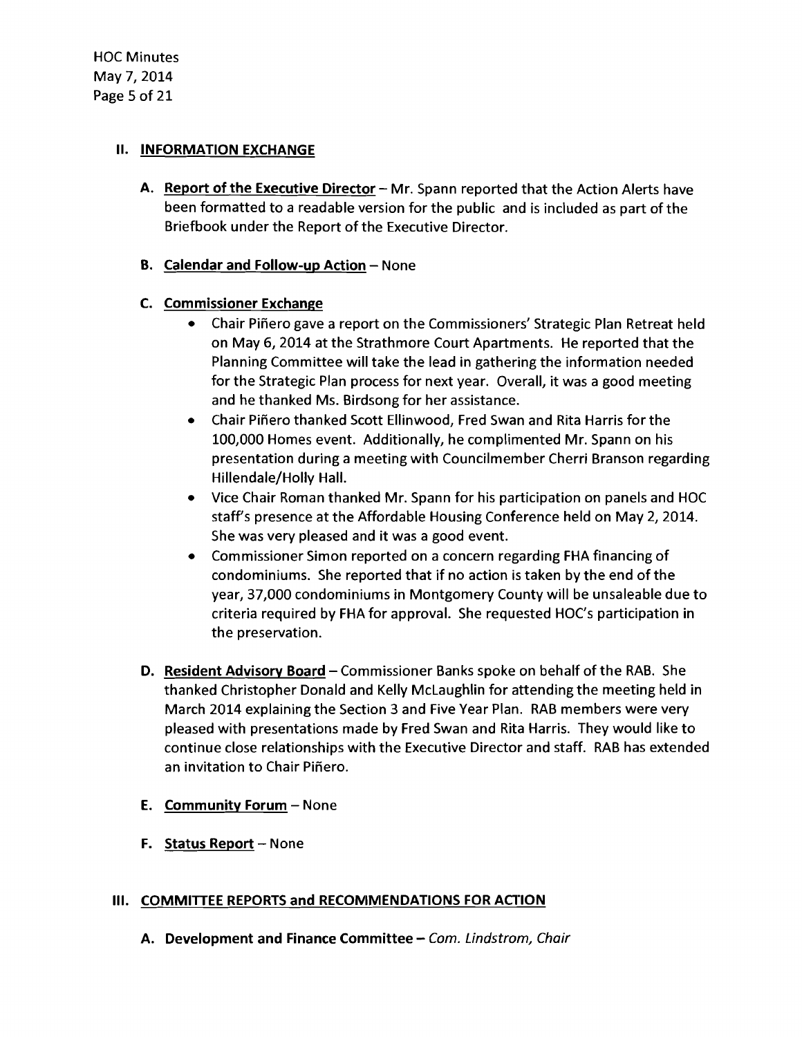## II. INFORMATION EXCHANGE

**A. Report of the Executive Director** – Mr. Spann reported that the Action Alerts have been formatted to a readable version for the public and is included as part of the Briefbook under the Report of the Executive Director.

**B. Calendar and Follow-up Action** – None

**C. Commissioner Exchange**

- Chair Piñero gave a report on the Commissioners' Strategic Plan Retreat held on May 6, 2014 at the Strathmore Court Apartments. He reported that the Planning Committee will take the lead in gathering the information needed for the Strategic Plan process for next year. Overall, it was a good meeting and he thanked Ms. Birdsong for her assistance.
- Chair Piñero thanked Scott Ellinwood, Fred Swan and Rita Harris for the 100,000 Homes event. Additionally, he complimented Mr. Spann on his presentation during a meeting with Councilmember Cherri Branson regarding Hillendale/Holly Hall.
- Vice Chair Roman thanked Mr. Spann for his participation on panels and HOC staff's presence at the Affordable Housing Conference held on May 2, 2014. She was very pleased and it was a good event.
- Commissioner Simon reported on a concern regarding FHA financing of condominiums. She reported that if no action is taken by the end of the year, 37,000 condominiums in Montgomery County will be unsaleable due to criteria required by FHA for approval. She requested HOC's participation in the preservation.

**D. Resident Advisory Board** – Commissioner Banks spoke on behalf of the RAB. She thanked Christopher Donald and Kelly McLaughlin for attending the meeting held in March 2014 explaining the Section 3 and Five Year Plan. RAB members were very pleased with presentations made by Fred Swan and Rita Harris. They would like to continue close relationships with the Executive Director and staff. RAB has extended an invitation to Chair Piñero.

**E. Community Forum** – None

**F. Status Report** – None

## III. COMMITTEE REPORTS and RECOMMENDATIONS FOR ACTION

**A. Development and Finance Committee** – *Com. Lindstrom, Chair*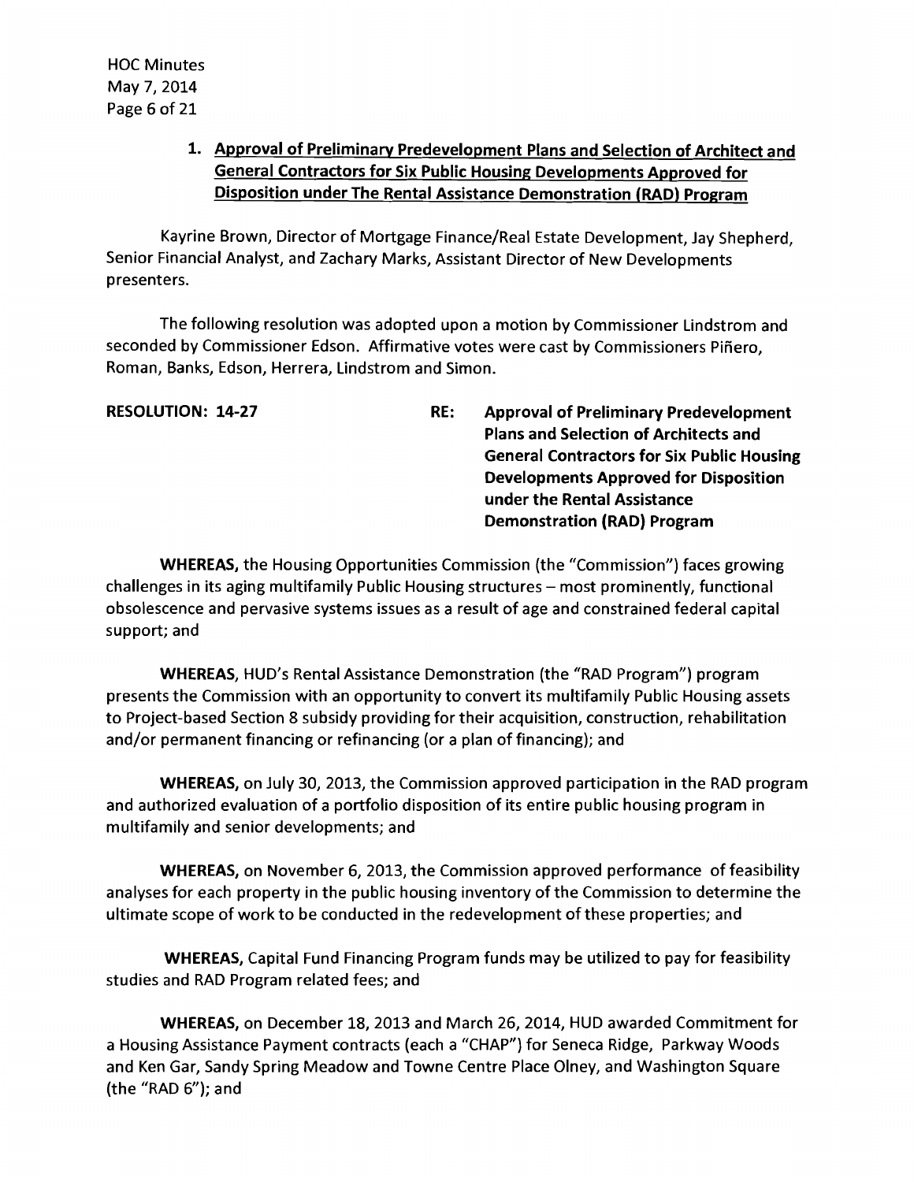### 1. Approval of Preliminary Predevelopment Plans and Selection of Architect and General Contractors for Six Public Housing Developments Approved for Disposition under The Rental Assistance Demonstration (RAD) Program

Kayrine Brown, Director of Mortgage Finance/Real Estate Development, Jay Shepherd, Senior Financial Analyst, and Zachary Marks, Assistant Director of New Developments presenters.

The following resolution was adopted upon a motion by Commissioner Lindstrom and seconded by Commissioner Edson. Affirmative votes were cast by Commissioners Piñero, Roman, Banks, Edson, Herrera, Lindstrom and Simon.

**RESOLUTION: 14-27** **RE: Approval of Preliminary Predevelopment Plans and Selection of Architects and General Contractors for Six Public Housing Developments Approved for Disposition under the Rental Assistance Demonstration (RAD) Program**

**WHEREAS,** the Housing Opportunities Commission (the "Commission") faces growing challenges in its aging multifamily Public Housing structures – most prominently, functional obsolescence and pervasive systems issues as a result of age and constrained federal capital support; and

**WHEREAS,** HUD's Rental Assistance Demonstration (the "RAD Program") program presents the Commission with an opportunity to convert its multifamily Public Housing assets to Project-based Section 8 subsidy providing for their acquisition, construction, rehabilitation and/or permanent financing or refinancing (or a plan of financing); and

**WHEREAS,** on July 30, 2013, the Commission approved participation in the RAD program and authorized evaluation of a portfolio disposition of its entire public housing program in multifamily and senior developments; and

**WHEREAS,** on November 6, 2013, the Commission approved performance of feasibility analyses for each property in the public housing inventory of the Commission to determine the ultimate scope of work to be conducted in the redevelopment of these properties; and

**WHEREAS,** Capital Fund Financing Program funds may be utilized to pay for feasibility studies and RAD Program related fees; and

**WHEREAS,** on December 18, 2013 and March 26, 2014, HUD awarded Commitment for a Housing Assistance Payment contracts (each a "CHAP") for Seneca Ridge, Parkway Woods and Ken Gar, Sandy Spring Meadow and Towne Centre Place Olney, and Washington Square (the "RAD 6"); and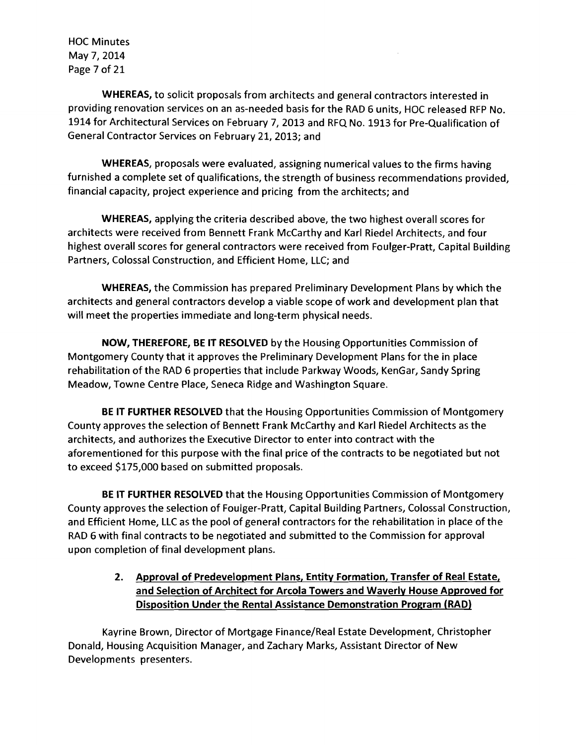**WHEREAS,** to solicit proposals from architects and general contractors interested in providing renovation services on an as-needed basis for the RAD 6 units, HOC released RFP No. 1914 for Architectural Services on February 7, 2013 and RFQ No. 1913 for Pre-Qualification of General Contractor Services on February 21, 2013; and

**WHEREAS,** proposals were evaluated, assigning numerical values to the firms having furnished a complete set of qualifications, the strength of business recommendations provided, financial capacity, project experience and pricing from the architects; and

**WHEREAS,** applying the criteria described above, the two highest overall scores for architects were received from Bennett Frank McCarthy and Karl Riedel Architects, and four highest overall scores for general contractors were received from Foulger-Pratt, Capital Building Partners, Colossal Construction, and Efficient Home, LLC; and

**WHEREAS,** the Commission has prepared Preliminary Development Plans by which the architects and general contractors develop a viable scope of work and development plan that will meet the properties immediate and long-term physical needs.

**NOW, THEREFORE, BE IT RESOLVED** by the Housing Opportunities Commission of Montgomery County that it approves the Preliminary Development Plans for the in place rehabilitation of the RAD 6 properties that include Parkway Woods, KenGar, Sandy Spring Meadow, Towne Centre Place, Seneca Ridge and Washington Square.

**BE IT FURTHER RESOLVED** that the Housing Opportunities Commission of Montgomery County approves the selection of Bennett Frank McCarthy and Karl Riedel Architects as the architects, and authorizes the Executive Director to enter into contract with the aforementioned for this purpose with the final price of the contracts to be negotiated but not to exceed $175,000 based on submitted proposals.

**BE IT FURTHER RESOLVED** that the Housing Opportunities Commission of Montgomery County approves the selection of Foulger-Pratt, Capital Building Partners, Colossal Construction, and Efficient Home, LLC as the pool of general contractors for the rehabilitation in place of the RAD 6 with final contracts to be negotiated and submitted to the Commission for approval upon completion of final development plans.

2. **Approval of Predevelopment Plans, Entity Formation, Transfer of Real Estate, and Selection of Architect for Arcola Towers and Waverly House Approved for Disposition Under the Rental Assistance Demonstration Program (RAD)**

Kayrine Brown, Director of Mortgage Finance/Real Estate Development, Christopher Donald, Housing Acquisition Manager, and Zachary Marks, Assistant Director of New Developments presenters.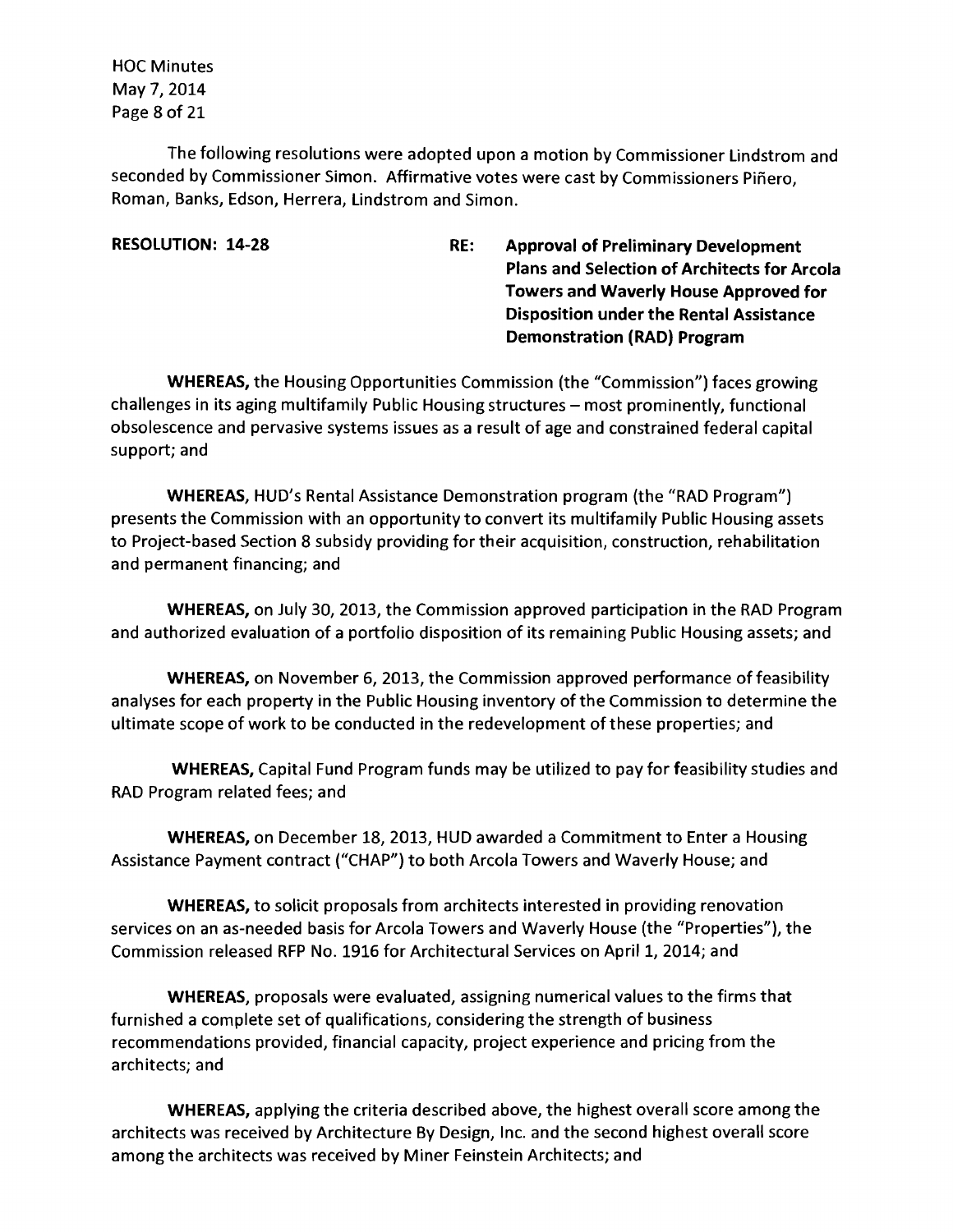The following resolutions were adopted upon a motion by Commissioner Lindstrom and seconded by Commissioner Simon. Affirmative votes were cast by Commissioners Piñero, Roman, Banks, Edson, Herrera, Lindstrom and Simon.

**RESOLUTION: 14-28** **RE: Approval of Preliminary Development Plans and Selection of Architects for Arcola Towers and Waverly House Approved for Disposition under the Rental Assistance Demonstration (RAD) Program**

**WHEREAS,** the Housing Opportunities Commission (the "Commission") faces growing challenges in its aging multifamily Public Housing structures – most prominently, functional obsolescence and pervasive systems issues as a result of age and constrained federal capital support; and

**WHEREAS,** HUD's Rental Assistance Demonstration program (the "RAD Program") presents the Commission with an opportunity to convert its multifamily Public Housing assets to Project-based Section 8 subsidy providing for their acquisition, construction, rehabilitation and permanent financing; and

**WHEREAS,** on July 30, 2013, the Commission approved participation in the RAD Program and authorized evaluation of a portfolio disposition of its remaining Public Housing assets; and

**WHEREAS,** on November 6, 2013, the Commission approved performance of feasibility analyses for each property in the Public Housing inventory of the Commission to determine the ultimate scope of work to be conducted in the redevelopment of these properties; and

**WHEREAS,** Capital Fund Program funds may be utilized to pay for feasibility studies and RAD Program related fees; and

**WHEREAS,** on December 18, 2013, HUD awarded a Commitment to Enter a Housing Assistance Payment contract ("CHAP") to both Arcola Towers and Waverly House; and

**WHEREAS,** to solicit proposals from architects interested in providing renovation services on an as-needed basis for Arcola Towers and Waverly House (the "Properties"), the Commission released RFP No. 1916 for Architectural Services on April 1, 2014; and

**WHEREAS,** proposals were evaluated, assigning numerical values to the firms that furnished a complete set of qualifications, considering the strength of business recommendations provided, financial capacity, project experience and pricing from the architects; and

**WHEREAS,** applying the criteria described above, the highest overall score among the architects was received by Architecture By Design, Inc. and the second highest overall score among the architects was received by Miner Feinstein Architects; and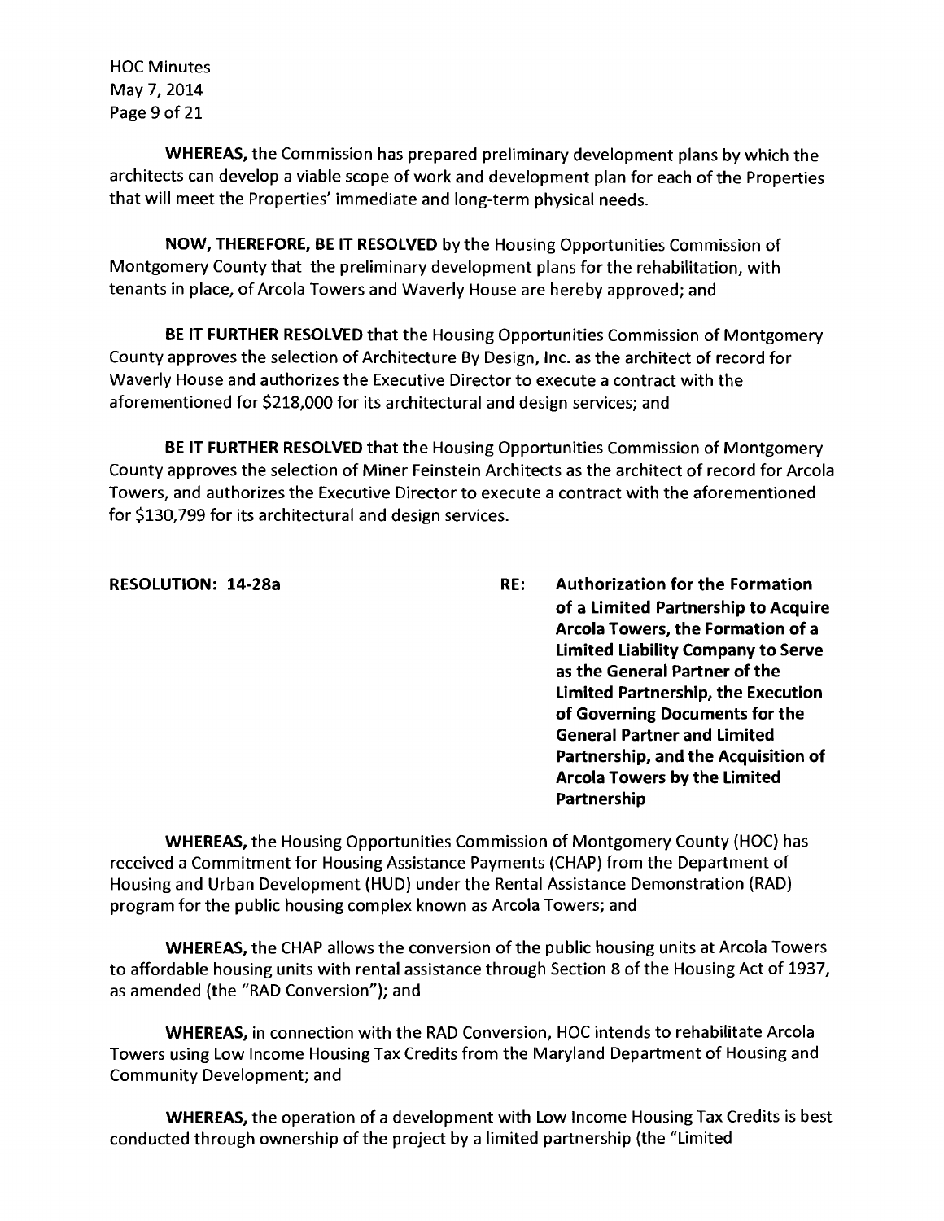**WHEREAS,** the Commission has prepared preliminary development plans by which the architects can develop a viable scope of work and development plan for each of the Properties that will meet the Properties' immediate and long-term physical needs.

**NOW, THEREFORE, BE IT RESOLVED** by the Housing Opportunities Commission of Montgomery County that the preliminary development plans for the rehabilitation, with tenants in place, of Arcola Towers and Waverly House are hereby approved; and

**BE IT FURTHER RESOLVED** that the Housing Opportunities Commission of Montgomery County approves the selection of Architecture By Design, Inc. as the architect of record for Waverly House and authorizes the Executive Director to execute a contract with the aforementioned for $218,000 for its architectural and design services; and

**BE IT FURTHER RESOLVED** that the Housing Opportunities Commission of Montgomery County approves the selection of Miner Feinstein Architects as the architect of record for Arcola Towers, and authorizes the Executive Director to execute a contract with the aforementioned for $130,799 for its architectural and design services.

**RESOLUTION: 14-28a** **RE: Authorization for the Formation of a Limited Partnership to Acquire Arcola Towers, the Formation of a Limited Liability Company to Serve as the General Partner of the Limited Partnership, the Execution of Governing Documents for the General Partner and Limited Partnership, and the Acquisition of Arcola Towers by the Limited Partnership**

**WHEREAS,** the Housing Opportunities Commission of Montgomery County (HOC) has received a Commitment for Housing Assistance Payments (CHAP) from the Department of Housing and Urban Development (HUD) under the Rental Assistance Demonstration (RAD) program for the public housing complex known as Arcola Towers; and

**WHEREAS,** the CHAP allows the conversion of the public housing units at Arcola Towers to affordable housing units with rental assistance through Section 8 of the Housing Act of 1937, as amended (the "RAD Conversion"); and

**WHEREAS,** in connection with the RAD Conversion, HOC intends to rehabilitate Arcola Towers using Low Income Housing Tax Credits from the Maryland Department of Housing and Community Development; and

**WHEREAS,** the operation of a development with Low Income Housing Tax Credits is best conducted through ownership of the project by a limited partnership (the "Limited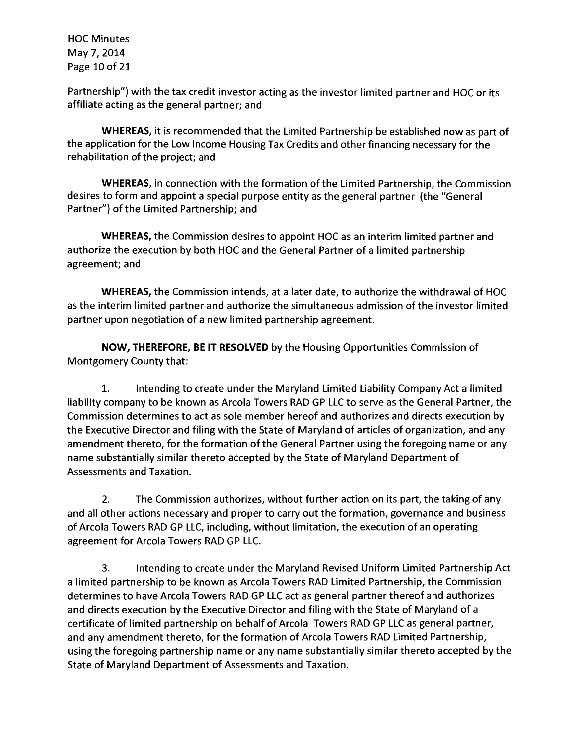Partnership") with the tax credit investor acting as the investor limited partner and HOC or its affiliate acting as the general partner; and

**WHEREAS,** it is recommended that the Limited Partnership be established now as part of the application for the Low Income Housing Tax Credits and other financing necessary for the rehabilitation of the project; and

**WHEREAS,** in connection with the formation of the Limited Partnership, the Commission desires to form and appoint a special purpose entity as the general partner (the "General Partner") of the Limited Partnership; and

**WHEREAS,** the Commission desires to appoint HOC as an interim limited partner and authorize the execution by both HOC and the General Partner of a limited partnership agreement; and

**WHEREAS,** the Commission intends, at a later date, to authorize the withdrawal of HOC as the interim limited partner and authorize the simultaneous admission of the investor limited partner upon negotiation of a new limited partnership agreement.

**NOW, THEREFORE, BE IT RESOLVED** by the Housing Opportunities Commission of Montgomery County that:

1. Intending to create under the Maryland Limited Liability Company Act a limited liability company to be known as Arcola Towers RAD GP LLC to serve as the General Partner, the Commission determines to act as sole member hereof and authorizes and directs execution by the Executive Director and filing with the State of Maryland of articles of organization, and any amendment thereto, for the formation of the General Partner using the foregoing name or any name substantially similar thereto accepted by the State of Maryland Department of Assessments and Taxation.

2. The Commission authorizes, without further action on its part, the taking of any and all other actions necessary and proper to carry out the formation, governance and business of Arcola Towers RAD GP LLC, including, without limitation, the execution of an operating agreement for Arcola Towers RAD GP LLC.

3. Intending to create under the Maryland Revised Uniform Limited Partnership Act a limited partnership to be known as Arcola Towers RAD Limited Partnership, the Commission determines to have Arcola Towers RAD GP LLC act as general partner thereof and authorizes and directs execution by the Executive Director and filing with the State of Maryland of a certificate of limited partnership on behalf of Arcola Towers RAD GP LLC as general partner, and any amendment thereto, for the formation of Arcola Towers RAD Limited Partnership, using the foregoing partnership name or any name substantially similar thereto accepted by the State of Maryland Department of Assessments and Taxation.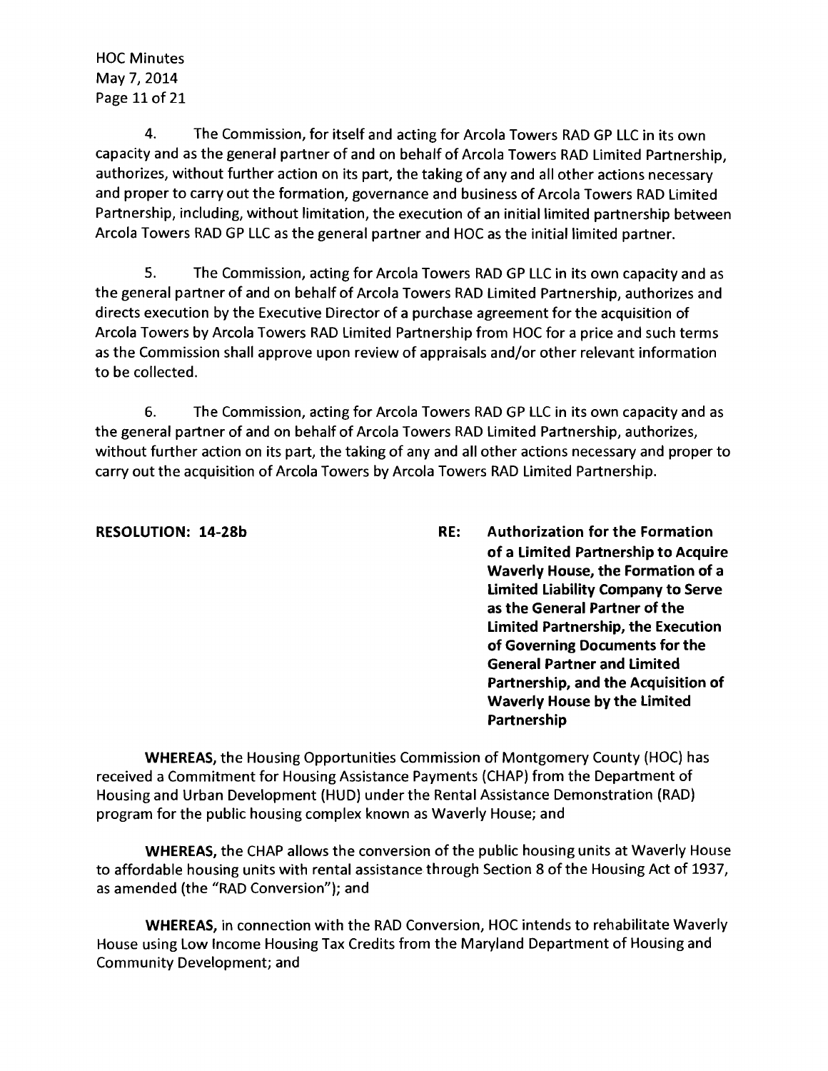4. The Commission, for itself and acting for Arcola Towers RAD GP LLC in its own capacity and as the general partner of and on behalf of Arcola Towers RAD Limited Partnership, authorizes, without further action on its part, the taking of any and all other actions necessary and proper to carry out the formation, governance and business of Arcola Towers RAD Limited Partnership, including, without limitation, the execution of an initial limited partnership between Arcola Towers RAD GP LLC as the general partner and HOC as the initial limited partner.

5. The Commission, acting for Arcola Towers RAD GP LLC in its own capacity and as the general partner of and on behalf of Arcola Towers RAD Limited Partnership, authorizes and directs execution by the Executive Director of a purchase agreement for the acquisition of Arcola Towers by Arcola Towers RAD Limited Partnership from HOC for a price and such terms as the Commission shall approve upon review of appraisals and/or other relevant information to be collected.

6. The Commission, acting for Arcola Towers RAD GP LLC in its own capacity and as the general partner of and on behalf of Arcola Towers RAD Limited Partnership, authorizes, without further action on its part, the taking of any and all other actions necessary and proper to carry out the acquisition of Arcola Towers by Arcola Towers RAD Limited Partnership.

**RESOLUTION: 14-28b**

**RE: Authorization for the Formation of a Limited Partnership to Acquire Waverly House, the Formation of a Limited Liability Company to Serve as the General Partner of the Limited Partnership, the Execution of Governing Documents for the General Partner and Limited Partnership, and the Acquisition of Waverly House by the Limited Partnership**

**WHEREAS,** the Housing Opportunities Commission of Montgomery County (HOC) has received a Commitment for Housing Assistance Payments (CHAP) from the Department of Housing and Urban Development (HUD) under the Rental Assistance Demonstration (RAD) program for the public housing complex known as Waverly House; and

**WHEREAS,** the CHAP allows the conversion of the public housing units at Waverly House to affordable housing units with rental assistance through Section 8 of the Housing Act of 1937, as amended (the "RAD Conversion"); and

**WHEREAS,** in connection with the RAD Conversion, HOC intends to rehabilitate Waverly House using Low Income Housing Tax Credits from the Maryland Department of Housing and Community Development; and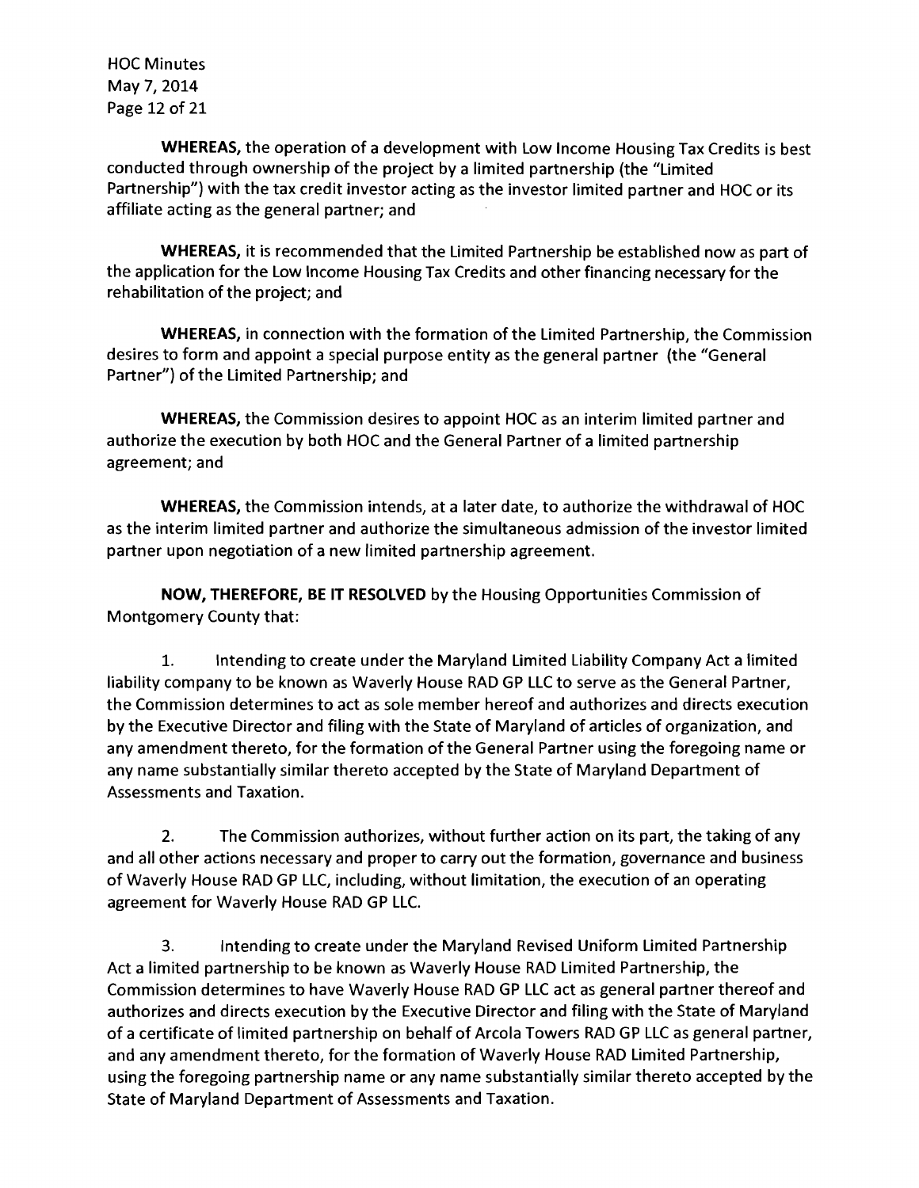**WHEREAS,** the operation of a development with Low Income Housing Tax Credits is best conducted through ownership of the project by a limited partnership (the "Limited Partnership") with the tax credit investor acting as the investor limited partner and HOC or its affiliate acting as the general partner; and

**WHEREAS,** it is recommended that the Limited Partnership be established now as part of the application for the Low Income Housing Tax Credits and other financing necessary for the rehabilitation of the project; and

**WHEREAS,** in connection with the formation of the Limited Partnership, the Commission desires to form and appoint a special purpose entity as the general partner (the "General Partner") of the Limited Partnership; and

**WHEREAS,** the Commission desires to appoint HOC as an interim limited partner and authorize the execution by both HOC and the General Partner of a limited partnership agreement; and

**WHEREAS,** the Commission intends, at a later date, to authorize the withdrawal of HOC as the interim limited partner and authorize the simultaneous admission of the investor limited partner upon negotiation of a new limited partnership agreement.

**NOW, THEREFORE, BE IT RESOLVED** by the Housing Opportunities Commission of Montgomery County that:

1. Intending to create under the Maryland Limited Liability Company Act a limited liability company to be known as Waverly House RAD GP LLC to serve as the General Partner, the Commission determines to act as sole member hereof and authorizes and directs execution by the Executive Director and filing with the State of Maryland of articles of organization, and any amendment thereto, for the formation of the General Partner using the foregoing name or any name substantially similar thereto accepted by the State of Maryland Department of Assessments and Taxation.

2. The Commission authorizes, without further action on its part, the taking of any and all other actions necessary and proper to carry out the formation, governance and business of Waverly House RAD GP LLC, including, without limitation, the execution of an operating agreement for Waverly House RAD GP LLC.

3. Intending to create under the Maryland Revised Uniform Limited Partnership Act a limited partnership to be known as Waverly House RAD Limited Partnership, the Commission determines to have Waverly House RAD GP LLC act as general partner thereof and authorizes and directs execution by the Executive Director and filing with the State of Maryland of a certificate of limited partnership on behalf of Arcola Towers RAD GP LLC as general partner, and any amendment thereto, for the formation of Waverly House RAD Limited Partnership, using the foregoing partnership name or any name substantially similar thereto accepted by the State of Maryland Department of Assessments and Taxation.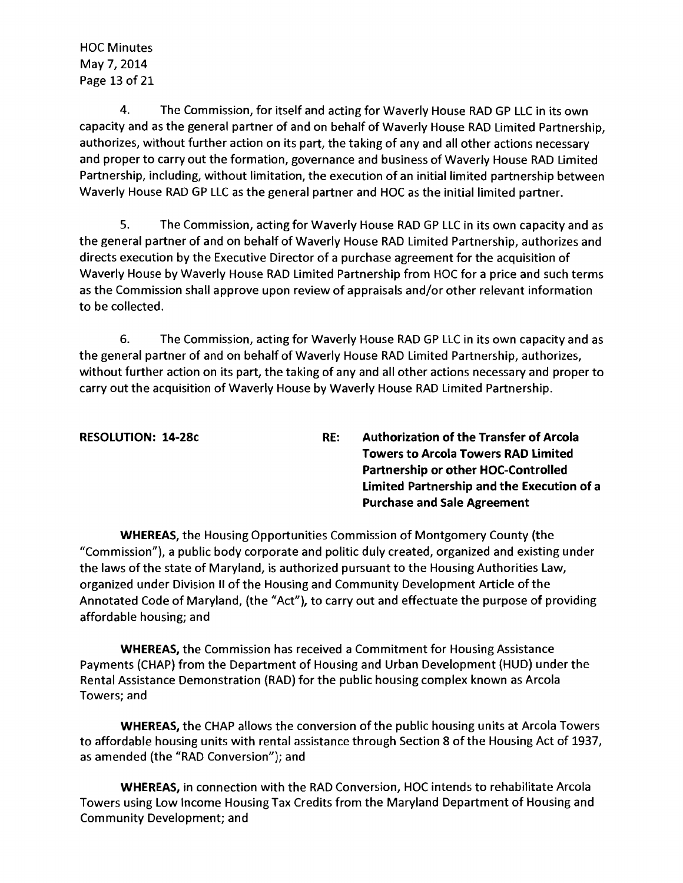4. The Commission, for itself and acting for Waverly House RAD GP LLC in its own capacity and as the general partner of and on behalf of Waverly House RAD Limited Partnership, authorizes, without further action on its part, the taking of any and all other actions necessary and proper to carry out the formation, governance and business of Waverly House RAD Limited Partnership, including, without limitation, the execution of an initial limited partnership between Waverly House RAD GP LLC as the general partner and HOC as the initial limited partner.

5. The Commission, acting for Waverly House RAD GP LLC in its own capacity and as the general partner of and on behalf of Waverly House RAD Limited Partnership, authorizes and directs execution by the Executive Director of a purchase agreement for the acquisition of Waverly House by Waverly House RAD Limited Partnership from HOC for a price and such terms as the Commission shall approve upon review of appraisals and/or other relevant information to be collected.

6. The Commission, acting for Waverly House RAD GP LLC in its own capacity and as the general partner of and on behalf of Waverly House RAD Limited Partnership, authorizes, without further action on its part, the taking of any and all other actions necessary and proper to carry out the acquisition of Waverly House by Waverly House RAD Limited Partnership.

**RESOLUTION: 14-28c** **RE: Authorization of the Transfer of Arcola Towers to Arcola Towers RAD Limited Partnership or other HOC-Controlled Limited Partnership and the Execution of a Purchase and Sale Agreement**

**WHEREAS,** the Housing Opportunities Commission of Montgomery County (the "Commission"), a public body corporate and politic duly created, organized and existing under the laws of the state of Maryland, is authorized pursuant to the Housing Authorities Law, organized under Division II of the Housing and Community Development Article of the Annotated Code of Maryland, (the "Act"), to carry out and effectuate the purpose of providing affordable housing; and

**WHEREAS,** the Commission has received a Commitment for Housing Assistance Payments (CHAP) from the Department of Housing and Urban Development (HUD) under the Rental Assistance Demonstration (RAD) for the public housing complex known as Arcola Towers; and

**WHEREAS,** the CHAP allows the conversion of the public housing units at Arcola Towers to affordable housing units with rental assistance through Section 8 of the Housing Act of 1937, as amended (the "RAD Conversion"); and

**WHEREAS,** in connection with the RAD Conversion, HOC intends to rehabilitate Arcola Towers using Low Income Housing Tax Credits from the Maryland Department of Housing and Community Development; and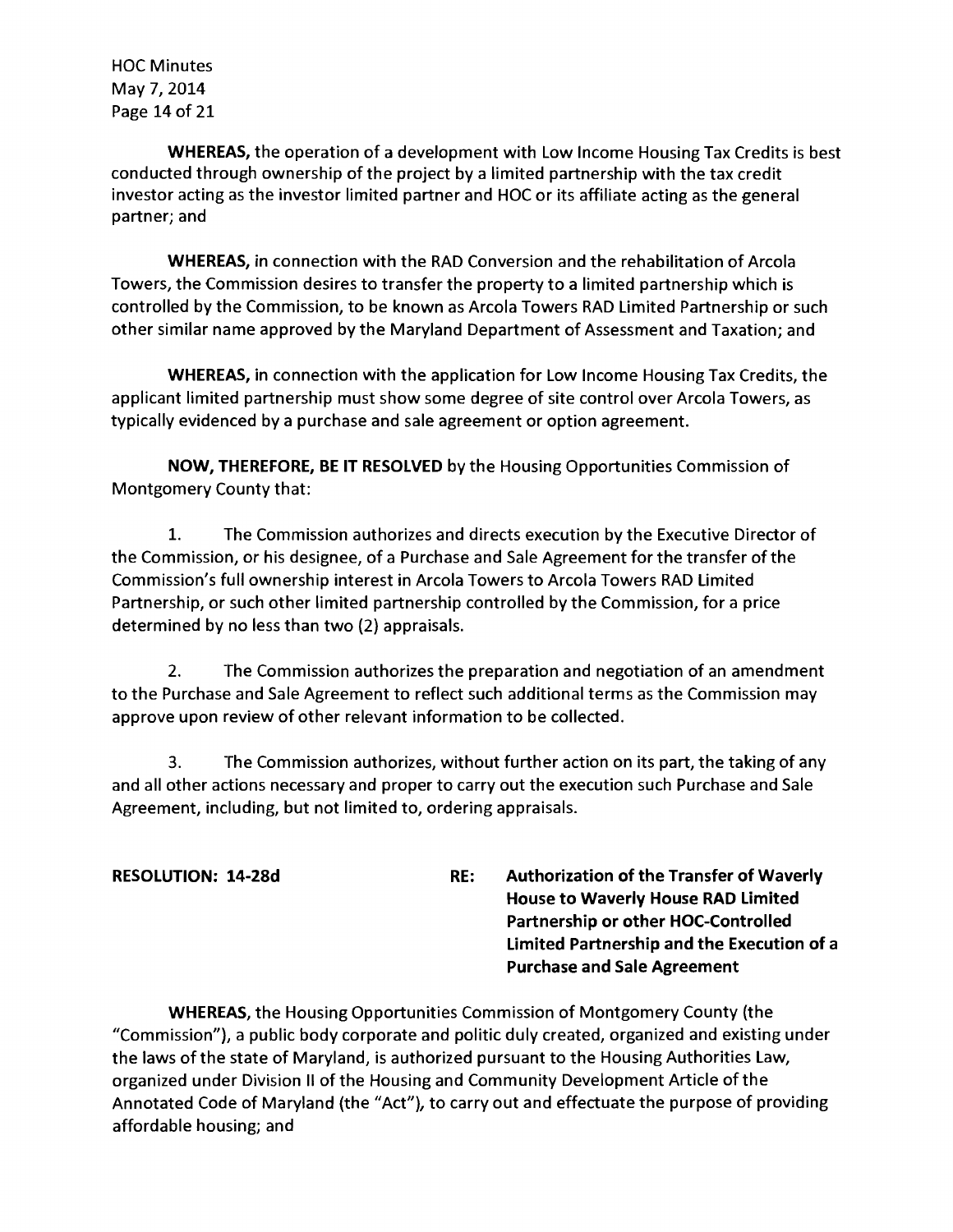**WHEREAS,** the operation of a development with Low Income Housing Tax Credits is best conducted through ownership of the project by a limited partnership with the tax credit investor acting as the investor limited partner and HOC or its affiliate acting as the general partner; and

**WHEREAS,** in connection with the RAD Conversion and the rehabilitation of Arcola Towers, the Commission desires to transfer the property to a limited partnership which is controlled by the Commission, to be known as Arcola Towers RAD Limited Partnership or such other similar name approved by the Maryland Department of Assessment and Taxation; and

**WHEREAS,** in connection with the application for Low Income Housing Tax Credits, the applicant limited partnership must show some degree of site control over Arcola Towers, as typically evidenced by a purchase and sale agreement or option agreement.

**NOW, THEREFORE, BE IT RESOLVED** by the Housing Opportunities Commission of Montgomery County that:

1. The Commission authorizes and directs execution by the Executive Director of the Commission, or his designee, of a Purchase and Sale Agreement for the transfer of the Commission's full ownership interest in Arcola Towers to Arcola Towers RAD Limited Partnership, or such other limited partnership controlled by the Commission, for a price determined by no less than two (2) appraisals.

2. The Commission authorizes the preparation and negotiation of an amendment to the Purchase and Sale Agreement to reflect such additional terms as the Commission may approve upon review of other relevant information to be collected.

3. The Commission authorizes, without further action on its part, the taking of any and all other actions necessary and proper to carry out the execution such Purchase and Sale Agreement, including, but not limited to, ordering appraisals.

**RESOLUTION: 14-28d** **RE: Authorization of the Transfer of Waverly House to Waverly House RAD Limited Partnership or other HOC-Controlled Limited Partnership and the Execution of a Purchase and Sale Agreement**

**WHEREAS,** the Housing Opportunities Commission of Montgomery County (the "Commission"), a public body corporate and politic duly created, organized and existing under the laws of the state of Maryland, is authorized pursuant to the Housing Authorities Law, organized under Division II of the Housing and Community Development Article of the Annotated Code of Maryland (the "Act"), to carry out and effectuate the purpose of providing affordable housing; and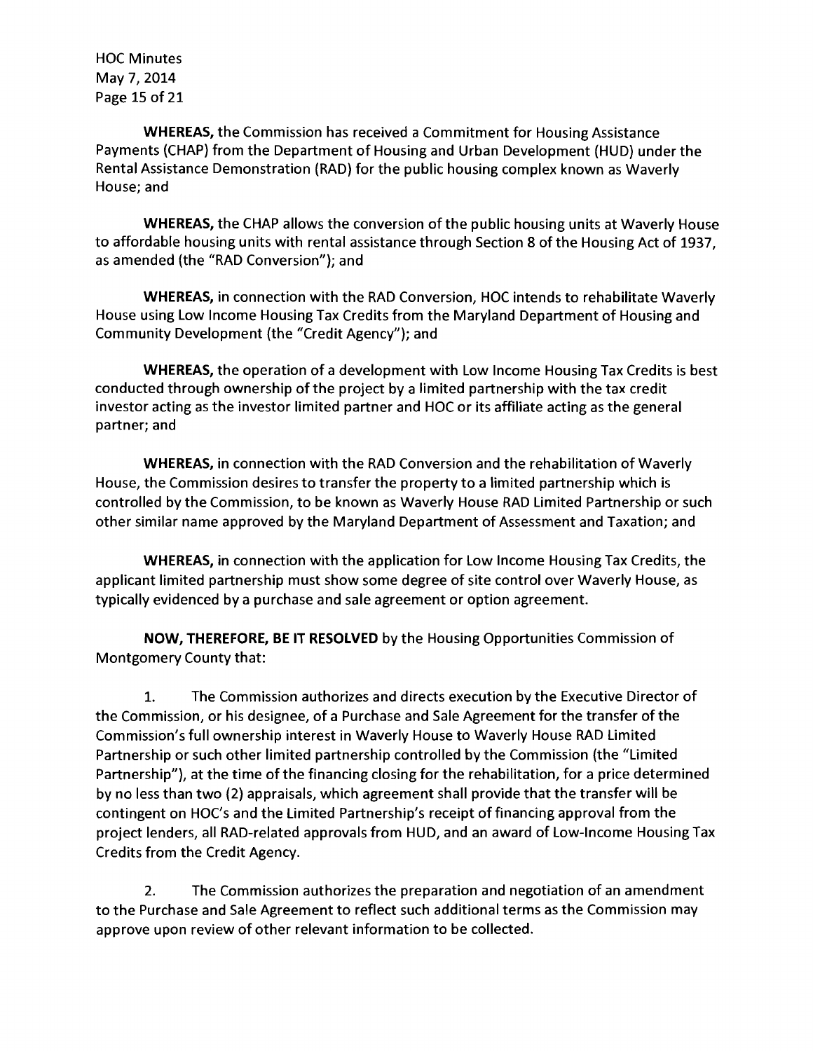**WHEREAS,** the Commission has received a Commitment for Housing Assistance Payments (CHAP) from the Department of Housing and Urban Development (HUD) under the Rental Assistance Demonstration (RAD) for the public housing complex known as Waverly House; and

**WHEREAS,** the CHAP allows the conversion of the public housing units at Waverly House to affordable housing units with rental assistance through Section 8 of the Housing Act of 1937, as amended (the "RAD Conversion"); and

**WHEREAS,** in connection with the RAD Conversion, HOC intends to rehabilitate Waverly House using Low Income Housing Tax Credits from the Maryland Department of Housing and Community Development (the "Credit Agency"); and

**WHEREAS,** the operation of a development with Low Income Housing Tax Credits is best conducted through ownership of the project by a limited partnership with the tax credit investor acting as the investor limited partner and HOC or its affiliate acting as the general partner; and

**WHEREAS,** in connection with the RAD Conversion and the rehabilitation of Waverly House, the Commission desires to transfer the property to a limited partnership which is controlled by the Commission, to be known as Waverly House RAD Limited Partnership or such other similar name approved by the Maryland Department of Assessment and Taxation; and

**WHEREAS,** in connection with the application for Low Income Housing Tax Credits, the applicant limited partnership must show some degree of site control over Waverly House, as typically evidenced by a purchase and sale agreement or option agreement.

**NOW, THEREFORE, BE IT RESOLVED** by the Housing Opportunities Commission of Montgomery County that:

1. The Commission authorizes and directs execution by the Executive Director of the Commission, or his designee, of a Purchase and Sale Agreement for the transfer of the Commission's full ownership interest in Waverly House to Waverly House RAD Limited Partnership or such other limited partnership controlled by the Commission (the "Limited Partnership"), at the time of the financing closing for the rehabilitation, for a price determined by no less than two (2) appraisals, which agreement shall provide that the transfer will be contingent on HOC's and the Limited Partnership's receipt of financing approval from the project lenders, all RAD-related approvals from HUD, and an award of Low-Income Housing Tax Credits from the Credit Agency.

2. The Commission authorizes the preparation and negotiation of an amendment to the Purchase and Sale Agreement to reflect such additional terms as the Commission may approve upon review of other relevant information to be collected.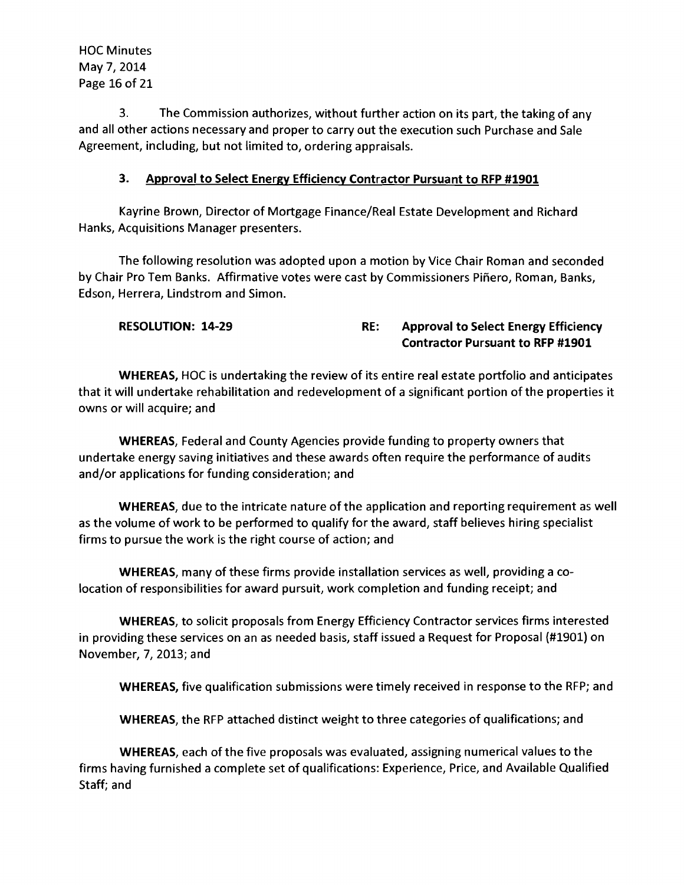3. The Commission authorizes, without further action on its part, the taking of any and all other actions necessary and proper to carry out the execution such Purchase and Sale Agreement, including, but not limited to, ordering appraisals.

### 3. Approval to Select Energy Efficiency Contractor Pursuant to RFP #1901

Kayrine Brown, Director of Mortgage Finance/Real Estate Development and Richard Hanks, Acquisitions Manager presenters.

The following resolution was adopted upon a motion by Vice Chair Roman and seconded by Chair Pro Tem Banks. Affirmative votes were cast by Commissioners Piñero, Roman, Banks, Edson, Herrera, Lindstrom and Simon.

**RESOLUTION: 14-29** **RE: Approval to Select Energy Efficiency Contractor Pursuant to RFP #1901**

**WHEREAS,** HOC is undertaking the review of its entire real estate portfolio and anticipates that it will undertake rehabilitation and redevelopment of a significant portion of the properties it owns or will acquire; and

**WHEREAS,** Federal and County Agencies provide funding to property owners that undertake energy saving initiatives and these awards often require the performance of audits and/or applications for funding consideration; and

**WHEREAS,** due to the intricate nature of the application and reporting requirement as well as the volume of work to be performed to qualify for the award, staff believes hiring specialist firms to pursue the work is the right course of action; and

**WHEREAS,** many of these firms provide installation services as well, providing a co-location of responsibilities for award pursuit, work completion and funding receipt; and

**WHEREAS,** to solicit proposals from Energy Efficiency Contractor services firms interested in providing these services on an as needed basis, staff issued a Request for Proposal (#1901) on November, 7, 2013; and

**WHEREAS,** five qualification submissions were timely received in response to the RFP; and

**WHEREAS,** the RFP attached distinct weight to three categories of qualifications; and

**WHEREAS,** each of the five proposals was evaluated, assigning numerical values to the firms having furnished a complete set of qualifications: Experience, Price, and Available Qualified Staff; and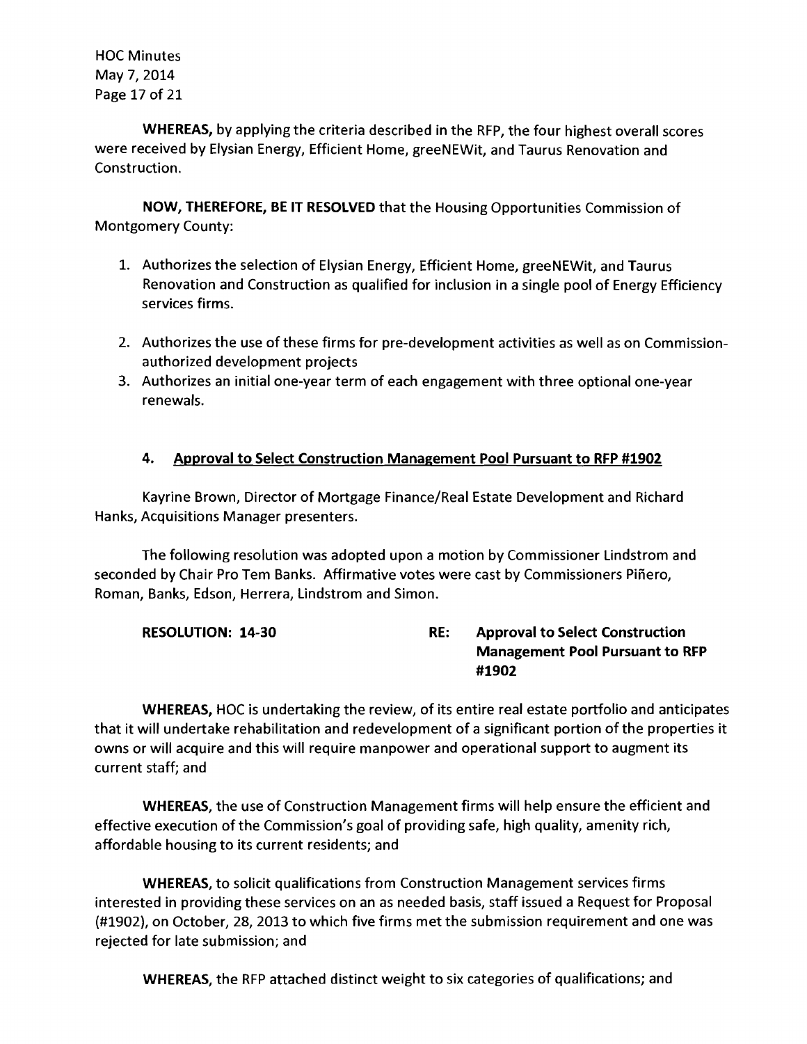**WHEREAS,** by applying the criteria described in the RFP, the four highest overall scores were received by Elysian Energy, Efficient Home, greeNEWit, and Taurus Renovation and Construction.

**NOW, THEREFORE, BE IT RESOLVED** that the Housing Opportunities Commission of Montgomery County:

1. Authorizes the selection of Elysian Energy, Efficient Home, greeNEWit, and Taurus Renovation and Construction as qualified for inclusion in a single pool of Energy Efficiency services firms.

2. Authorizes the use of these firms for pre-development activities as well as on Commission-authorized development projects
3. Authorizes an initial one-year term of each engagement with three optional one-year renewals.

### 4. Approval to Select Construction Management Pool Pursuant to RFP #1902

Kayrine Brown, Director of Mortgage Finance/Real Estate Development and Richard Hanks, Acquisitions Manager presenters.

The following resolution was adopted upon a motion by Commissioner Lindstrom and seconded by Chair Pro Tem Banks. Affirmative votes were cast by Commissioners Piñero, Roman, Banks, Edson, Herrera, Lindstrom and Simon.

**RESOLUTION: 14-30** **RE: Approval to Select Construction Management Pool Pursuant to RFP #1902**

**WHEREAS,** HOC is undertaking the review, of its entire real estate portfolio and anticipates that it will undertake rehabilitation and redevelopment of a significant portion of the properties it owns or will acquire and this will require manpower and operational support to augment its current staff; and

**WHEREAS,** the use of Construction Management firms will help ensure the efficient and effective execution of the Commission's goal of providing safe, high quality, amenity rich, affordable housing to its current residents; and

**WHEREAS,** to solicit qualifications from Construction Management services firms interested in providing these services on an as needed basis, staff issued a Request for Proposal (#1902), on October, 28, 2013 to which five firms met the submission requirement and one was rejected for late submission; and

**WHEREAS,** the RFP attached distinct weight to six categories of qualifications; and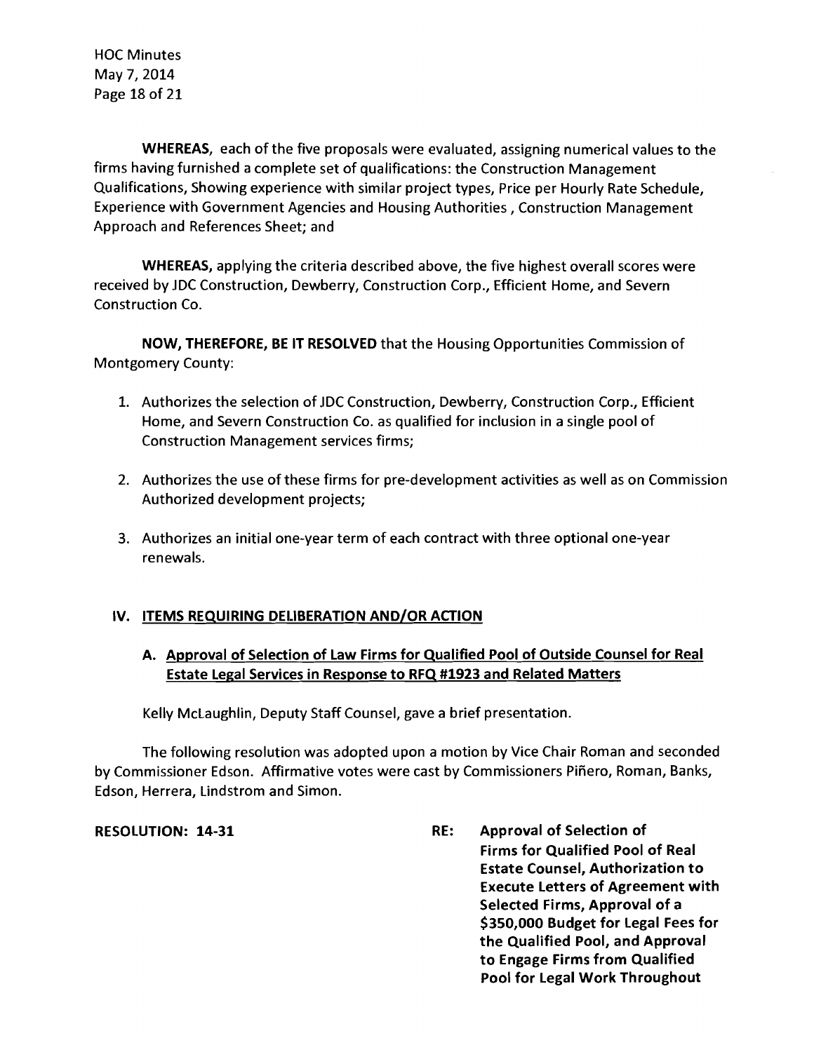**WHEREAS,** each of the five proposals were evaluated, assigning numerical values to the firms having furnished a complete set of qualifications: the Construction Management Qualifications, Showing experience with similar project types, Price per Hourly Rate Schedule, Experience with Government Agencies and Housing Authorities , Construction Management Approach and References Sheet; and

**WHEREAS,** applying the criteria described above, the five highest overall scores were received by JDC Construction, Dewberry, Construction Corp., Efficient Home, and Severn Construction Co.

**NOW, THEREFORE, BE IT RESOLVED** that the Housing Opportunities Commission of Montgomery County:

1. Authorizes the selection of JDC Construction, Dewberry, Construction Corp., Efficient Home, and Severn Construction Co. as qualified for inclusion in a single pool of Construction Management services firms;

2. Authorizes the use of these firms for pre-development activities as well as on Commission Authorized development projects;

3. Authorizes an initial one-year term of each contract with three optional one-year renewals.

## IV. ITEMS REQUIRING DELIBERATION AND/OR ACTION

### A. Approval of Selection of Law Firms for Qualified Pool of Outside Counsel for Real Estate Legal Services in Response to RFQ #1923 and Related Matters

Kelly McLaughlin, Deputy Staff Counsel, gave a brief presentation.

The following resolution was adopted upon a motion by Vice Chair Roman and seconded by Commissioner Edson. Affirmative votes were cast by Commissioners Piñero, Roman, Banks, Edson, Herrera, Lindstrom and Simon.

**RESOLUTION: 14-31** **RE: Approval of Selection of Firms for Qualified Pool of Real Estate Counsel, Authorization to Execute Letters of Agreement with Selected Firms, Approval of a $350,000 Budget for Legal Fees for the Qualified Pool, and Approval to Engage Firms from Qualified Pool for Legal Work Throughout**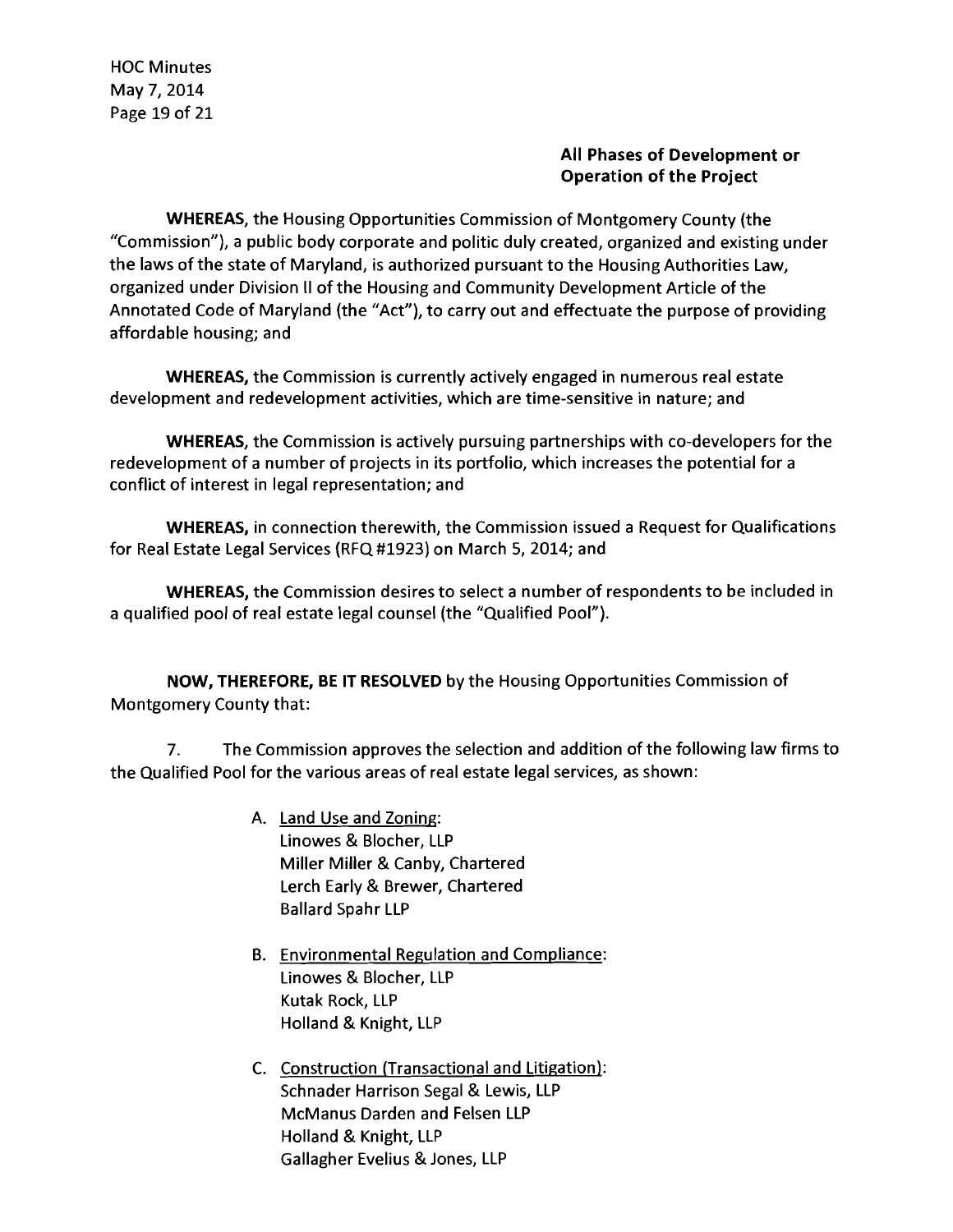**All Phases of Development or Operation of the Project**

**WHEREAS,** the Housing Opportunities Commission of Montgomery County (the "Commission"), a public body corporate and politic duly created, organized and existing under the laws of the state of Maryland, is authorized pursuant to the Housing Authorities Law, organized under Division II of the Housing and Community Development Article of the Annotated Code of Maryland (the "Act"), to carry out and effectuate the purpose of providing affordable housing; and

**WHEREAS,** the Commission is currently actively engaged in numerous real estate development and redevelopment activities, which are time-sensitive in nature; and

**WHEREAS,** the Commission is actively pursuing partnerships with co-developers for the redevelopment of a number of projects in its portfolio, which increases the potential for a conflict of interest in legal representation; and

**WHEREAS,** in connection therewith, the Commission issued a Request for Qualifications for Real Estate Legal Services (RFQ #1923) on March 5, 2014; and

**WHEREAS,** the Commission desires to select a number of respondents to be included in a qualified pool of real estate legal counsel (the "Qualified Pool").

**NOW, THEREFORE, BE IT RESOLVED** by the Housing Opportunities Commission of Montgomery County that:

7. The Commission approves the selection and addition of the following law firms to the Qualified Pool for the various areas of real estate legal services, as shown:

A. Land Use and Zoning:
   Linowes & Blocher, LLP
   Miller Miller & Canby, Chartered
   Lerch Early & Brewer, Chartered
   Ballard Spahr LLP

B. Environmental Regulation and Compliance:
   Linowes & Blocher, LLP
   Kutak Rock, LLP
   Holland & Knight, LLP

C. Construction (Transactional and Litigation):
   Schnader Harrison Segal & Lewis, LLP
   McManus Darden and Felsen LLP
   Holland & Knight, LLP
   Gallagher Evelius & Jones, LLP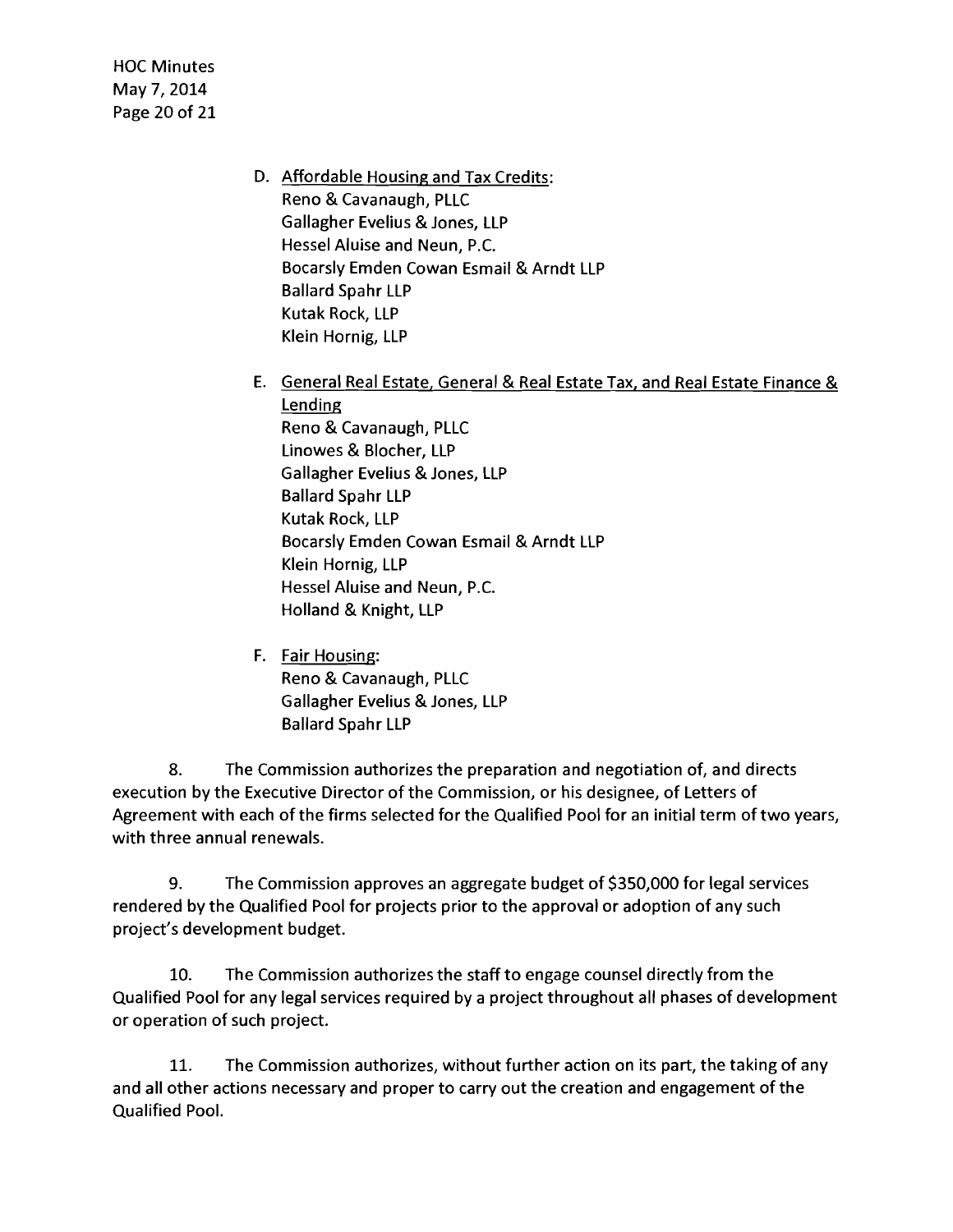D. Affordable Housing and Tax Credits:
   Reno & Cavanaugh, PLLC
   Gallagher Evelius & Jones, LLP
   Hessel Aluise and Neun, P.C.
   Bocarsly Emden Cowan Esmail & Arndt LLP
   Ballard Spahr LLP
   Kutak Rock, LLP
   Klein Hornig, LLP

E. General Real Estate, General & Real Estate Tax, and Real Estate Finance & Lending
   Reno & Cavanaugh, PLLC
   Linowes & Blocher, LLP
   Gallagher Evelius & Jones, LLP
   Ballard Spahr LLP
   Kutak Rock, LLP
   Bocarsly Emden Cowan Esmail & Arndt LLP
   Klein Hornig, LLP
   Hessel Aluise and Neun, P.C.
   Holland & Knight, LLP

F. Fair Housing:
   Reno & Cavanaugh, PLLC
   Gallagher Evelius & Jones, LLP
   Ballard Spahr LLP

8. The Commission authorizes the preparation and negotiation of, and directs execution by the Executive Director of the Commission, or his designee, of Letters of Agreement with each of the firms selected for the Qualified Pool for an initial term of two years, with three annual renewals.

9. The Commission approves an aggregate budget of $350,000 for legal services rendered by the Qualified Pool for projects prior to the approval or adoption of any such project's development budget.

10. The Commission authorizes the staff to engage counsel directly from the Qualified Pool for any legal services required by a project throughout all phases of development or operation of such project.

11. The Commission authorizes, without further action on its part, the taking of any and all other actions necessary and proper to carry out the creation and engagement of the Qualified Pool.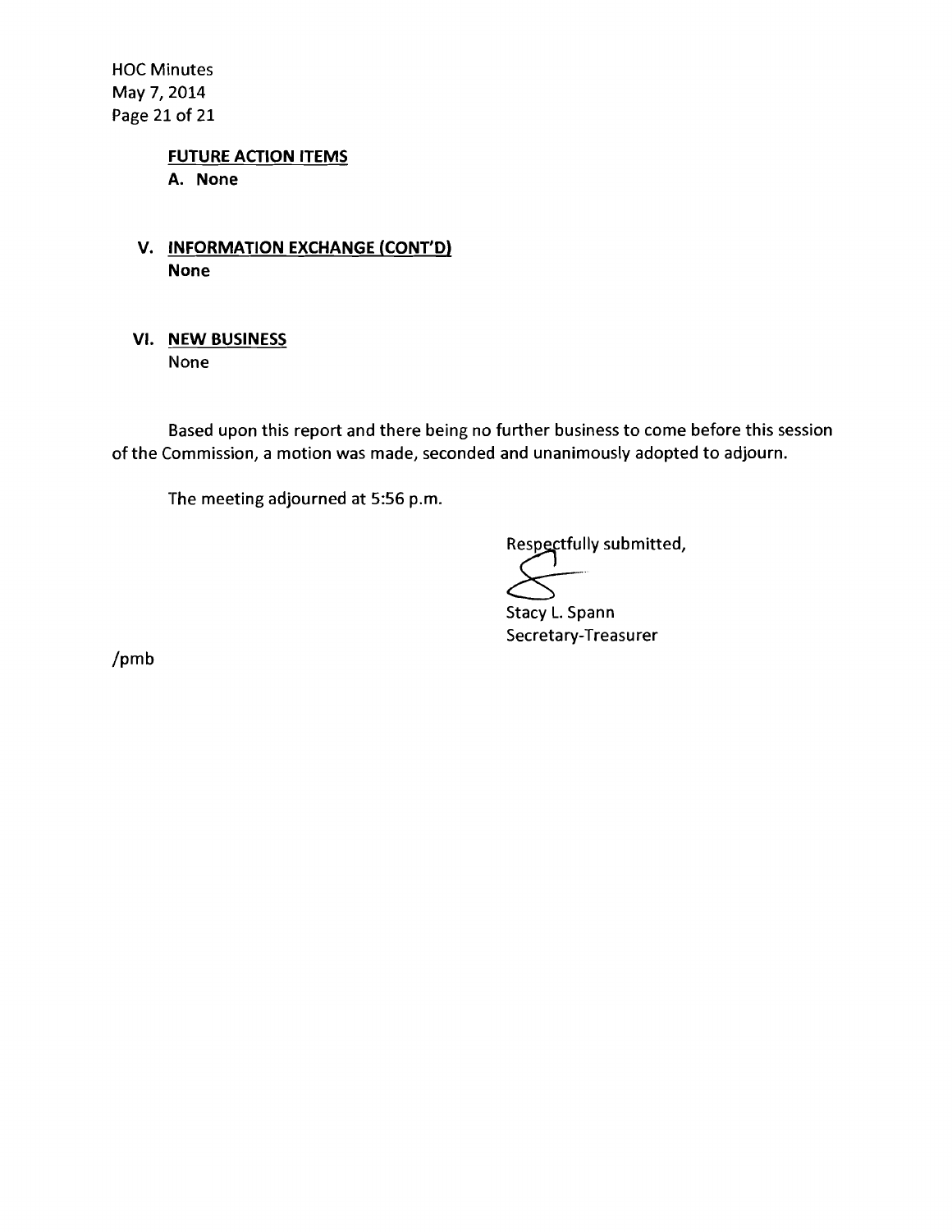**FUTURE ACTION ITEMS**

**A. None**

## V. INFORMATION EXCHANGE (CONT'D)

**None**

## VI. NEW BUSINESS

None

Based upon this report and there being no further business to come before this session of the Commission, a motion was made, seconded and unanimously adopted to adjourn.

The meeting adjourned at 5:56 p.m.

Respectfully submitted,

Stacy L. Spann
Secretary-Treasurer

/pmb